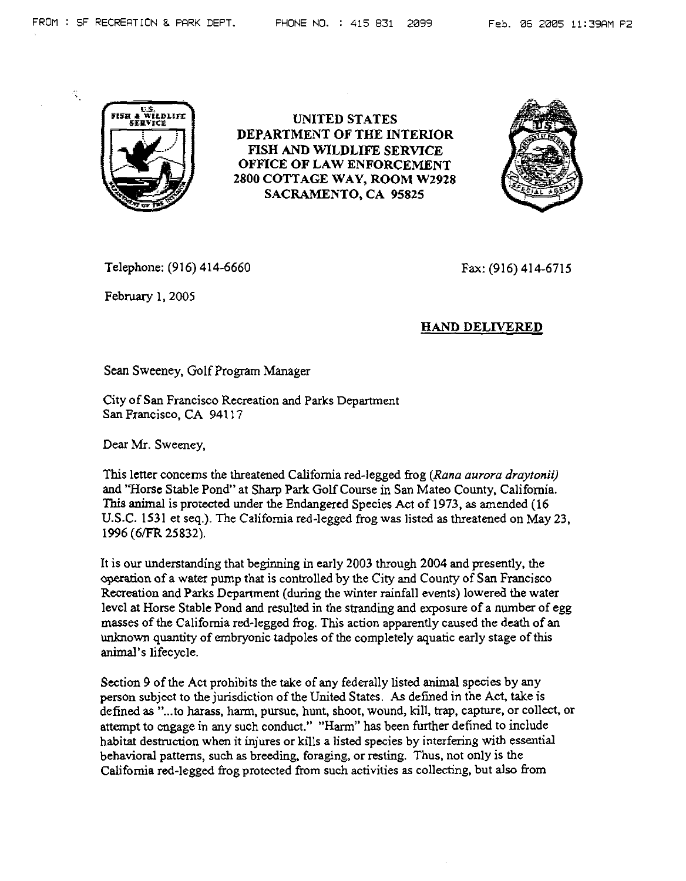**UNITED STATES**
**DEPARTMENT OF THE INTERIOR**
**FISH AND WILDLIFE SERVICE**
**OFFICE OF LAW ENFORCEMENT**
**2800 COTTAGE WAY, ROOM W2928**
**SACRAMENTO, CA 95825**

Telephone: (916) 414-6660

Fax: (916) 414-6715

February 1, 2005

**HAND DELIVERED**

Sean Sweeney, Golf Program Manager

City of San Francisco Recreation and Parks Department
San Francisco, CA 94117

Dear Mr. Sweeney,

This letter concerns the threatened California red-legged frog (*Rana aurora draytonii)* and "Horse Stable Pond" at Sharp Park Golf Course in San Mateo County, California. This animal is protected under the Endangered Species Act of 1973, as amended (16 U.S.C. 1531 et seq.). The California red-legged frog was listed as threatened on May 23, 1996 (6/FR 25832).

It is our understanding that beginning in early 2003 through 2004 and presently, the operation of a water pump that is controlled by the City and County of San Francisco Recreation and Parks Department (during the winter rainfall events) lowered the water level at Horse Stable Pond and resulted in the stranding and exposure of a number of egg masses of the California red-legged frog. This action apparently caused the death of an unknown quantity of embryonic tadpoles of the completely aquatic early stage of this animal's lifecycle.

Section 9 of the Act prohibits the take of any federally listed animal species by any person subject to the jurisdiction of the United States. As defined in the Act, take is defined as "...to harass, harm, pursue, hunt, shoot, wound, kill, trap, capture, or collect, or attempt to engage in any such conduct." "Harm" has been further defined to include habitat destruction when it injures or kills a listed species by interfering with essential behavioral patterns, such as breeding, foraging, or resting. Thus, not only is the California red-legged frog protected from such activities as collecting, but also from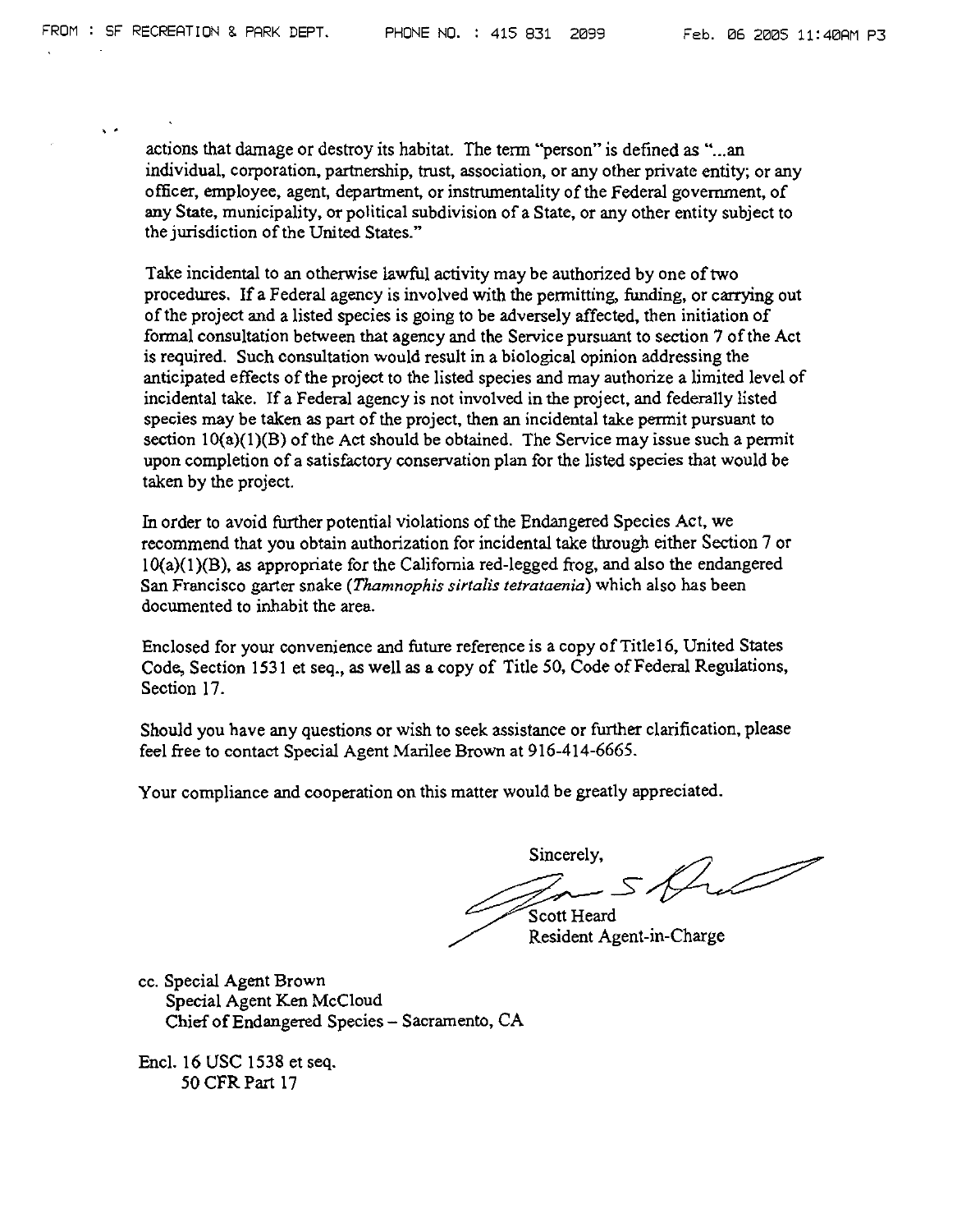actions that damage or destroy its habitat. The term "person" is defined as "...an individual, corporation, partnership, trust, association, or any other private entity; or any officer, employee, agent, department, or instrumentality of the Federal government, of any State, municipality, or political subdivision of a State, or any other entity subject to the jurisdiction of the United States."

Take incidental to an otherwise lawful activity may be authorized by one of two procedures. If a Federal agency is involved with the permitting, funding, or carrying out of the project and a listed species is going to be adversely affected, then initiation of formal consultation between that agency and the Service pursuant to section 7 of the Act is required. Such consultation would result in a biological opinion addressing the anticipated effects of the project to the listed species and may authorize a limited level of incidental take. If a Federal agency is not involved in the project, and federally listed species may be taken as part of the project, then an incidental take permit pursuant to section 10(a)(1)(B) of the Act should be obtained. The Service may issue such a permit upon completion of a satisfactory conservation plan for the listed species that would be taken by the project.

In order to avoid further potential violations of the Endangered Species Act, we recommend that you obtain authorization for incidental take through either Section 7 or 10(a)(1)(B), as appropriate for the California red-legged frog, and also the endangered San Francisco garter snake (*Thamnophis sirtalis tetrataenia*) which also has been documented to inhabit the area.

Enclosed for your convenience and future reference is a copy of Title16, United States Code, Section 1531 et seq., as well as a copy of Title 50, Code of Federal Regulations, Section 17.

Should you have any questions or wish to seek assistance or further clarification, please feel free to contact Special Agent Marilee Brown at 916-414-6665.

Your compliance and cooperation on this matter would be greatly appreciated.

Sincerely,

Scott Heard
Resident Agent-in-Charge

cc. Special Agent Brown
Special Agent Ken McCloud
Chief of Endangered Species – Sacramento, CA

Encl. 16 USC 1538 et seq.
50 CFR Part 17